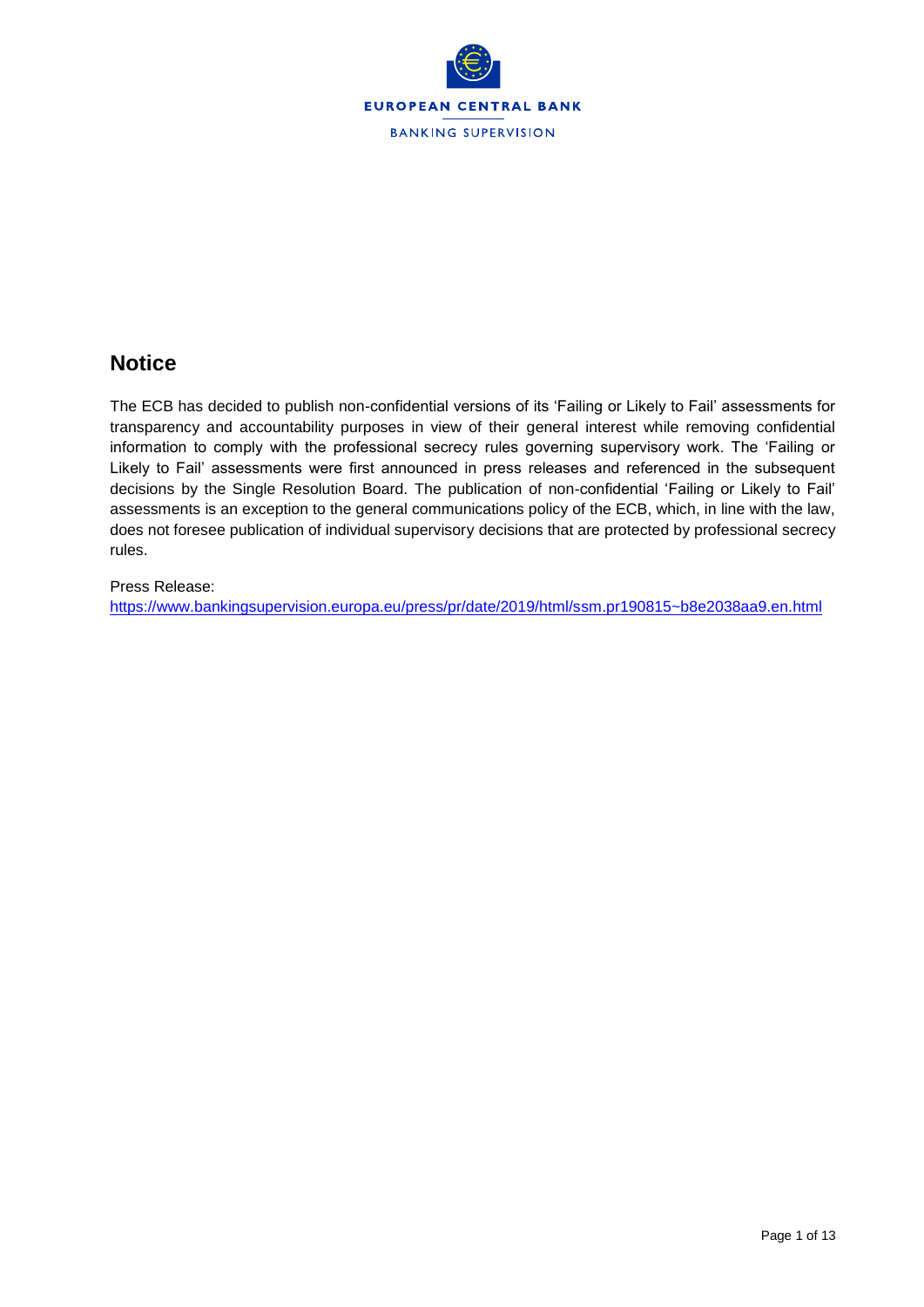EUROPEAN CENTRAL BANK

BANKING SUPERVISION

## Notice

The ECB has decided to publish non-confidential versions of its 'Failing or Likely to Fail' assessments for transparency and accountability purposes in view of their general interest while removing confidential information to comply with the professional secrecy rules governing supervisory work. The 'Failing or Likely to Fail' assessments were first announced in press releases and referenced in the subsequent decisions by the Single Resolution Board. The publication of non-confidential 'Failing or Likely to Fail' assessments is an exception to the general communications policy of the ECB, which, in line with the law, does not foresee publication of individual supervisory decisions that are protected by professional secrecy rules.

Press Release:
https://www.bankingsupervision.europa.eu/press/pr/date/2019/html/ssm.pr190815~b8e2038aa9.en.html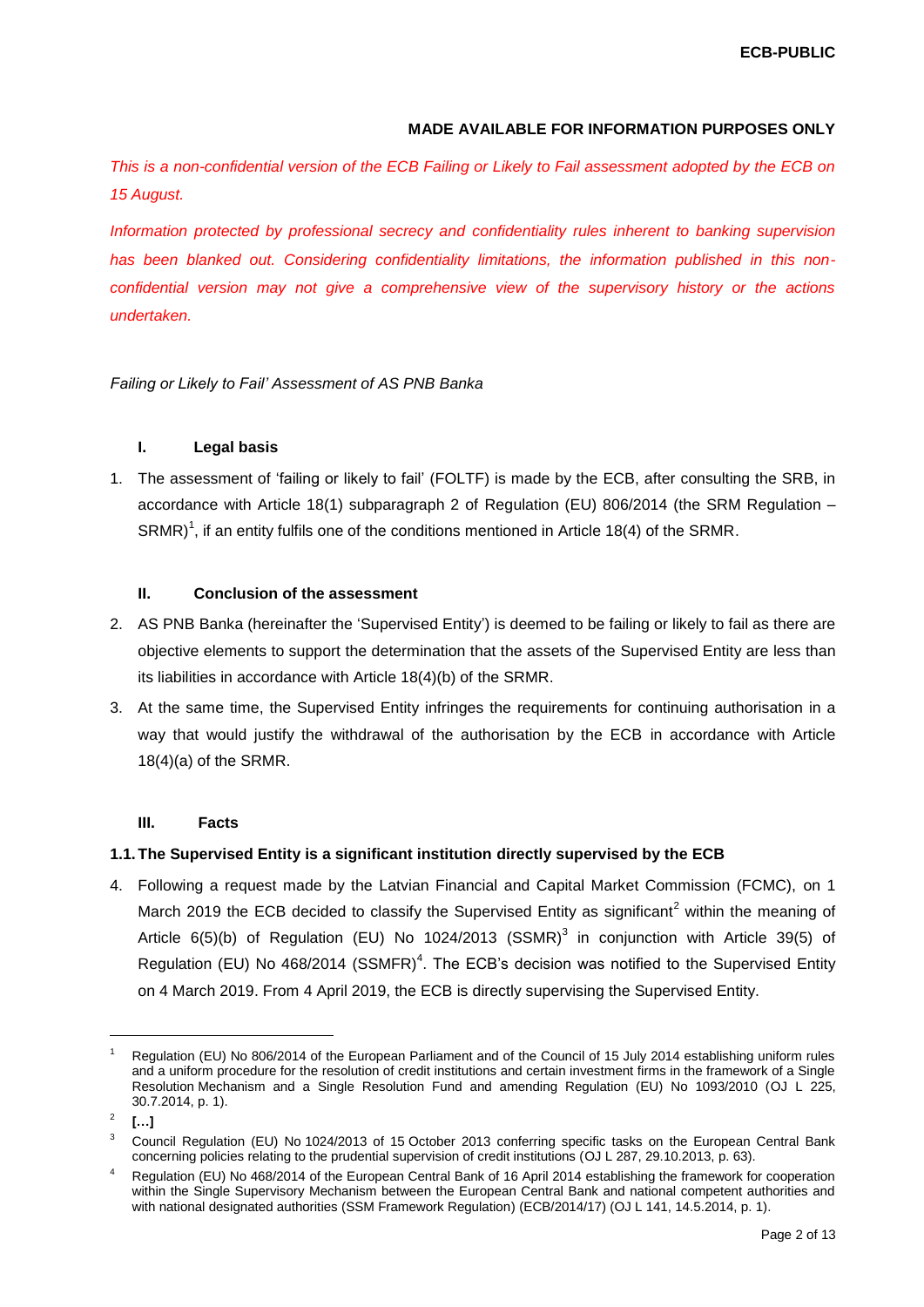**MADE AVAILABLE FOR INFORMATION PURPOSES ONLY**

*This is a non-confidential version of the ECB Failing or Likely to Fail assessment adopted by the ECB on 15 August.*

*Information protected by professional secrecy and confidentiality rules inherent to banking supervision has been blanked out. Considering confidentiality limitations, the information published in this non-confidential version may not give a comprehensive view of the supervisory history or the actions undertaken.*

*Failing or Likely to Fail' Assessment of AS PNB Banka*

## I. Legal basis

1. The assessment of 'failing or likely to fail' (FOLTF) is made by the ECB, after consulting the SRB, in accordance with Article 18(1) subparagraph 2 of Regulation (EU) 806/2014 (the SRM Regulation – SRMR)[1], if an entity fulfils one of the conditions mentioned in Article 18(4) of the SRMR.

## II. Conclusion of the assessment

2. AS PNB Banka (hereinafter the 'Supervised Entity') is deemed to be failing or likely to fail as there are objective elements to support the determination that the assets of the Supervised Entity are less than its liabilities in accordance with Article 18(4)(b) of the SRMR.

3. At the same time, the Supervised Entity infringes the requirements for continuing authorisation in a way that would justify the withdrawal of the authorisation by the ECB in accordance with Article 18(4)(a) of the SRMR.

## III. Facts

### 1.1. The Supervised Entity is a significant institution directly supervised by the ECB

4. Following a request made by the Latvian Financial and Capital Market Commission (FCMC), on 1 March 2019 the ECB decided to classify the Supervised Entity as significant[2] within the meaning of Article 6(5)(b) of Regulation (EU) No 1024/2013 (SSMR)[3] in conjunction with Article 39(5) of Regulation (EU) No 468/2014 (SSMFR)[4]. The ECB's decision was notified to the Supervised Entity on 4 March 2019. From 4 April 2019, the ECB is directly supervising the Supervised Entity.

---

[1] Regulation (EU) No 806/2014 of the European Parliament and of the Council of 15 July 2014 establishing uniform rules and a uniform procedure for the resolution of credit institutions and certain investment firms in the framework of a Single Resolution Mechanism and a Single Resolution Fund and amending Regulation (EU) No 1093/2010 (OJ L 225, 30.7.2014, p. 1).

[2] **[…]**

[3] Council Regulation (EU) No 1024/2013 of 15 October 2013 conferring specific tasks on the European Central Bank concerning policies relating to the prudential supervision of credit institutions (OJ L 287, 29.10.2013, p. 63).

[4] Regulation (EU) No 468/2014 of the European Central Bank of 16 April 2014 establishing the framework for cooperation within the Single Supervisory Mechanism between the European Central Bank and national competent authorities and with national designated authorities (SSM Framework Regulation) (ECB/2014/17) (OJ L 141, 14.5.2014, p. 1).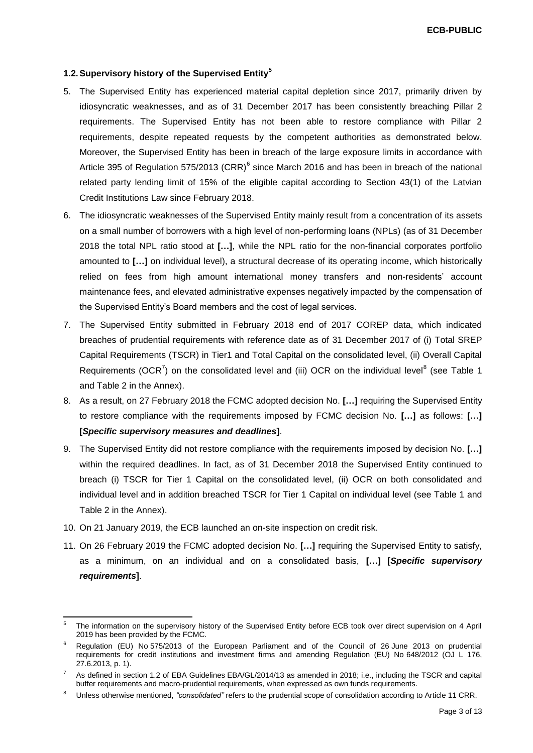### 1.2. Supervisory history of the Supervised Entity[5]

5. The Supervised Entity has experienced material capital depletion since 2017, primarily driven by idiosyncratic weaknesses, and as of 31 December 2017 has been consistently breaching Pillar 2 requirements. The Supervised Entity has not been able to restore compliance with Pillar 2 requirements, despite repeated requests by the competent authorities as demonstrated below. Moreover, the Supervised Entity has been in breach of the large exposure limits in accordance with Article 395 of Regulation 575/2013 (CRR)[6] since March 2016 and has been in breach of the national related party lending limit of 15% of the eligible capital according to Section 43(1) of the Latvian Credit Institutions Law since February 2018.

6. The idiosyncratic weaknesses of the Supervised Entity mainly result from a concentration of its assets on a small number of borrowers with a high level of non-performing loans (NPLs) (as of 31 December 2018 the total NPL ratio stood at **[…]**, while the NPL ratio for the non-financial corporates portfolio amounted to **[…]** on individual level), a structural decrease of its operating income, which historically relied on fees from high amount international money transfers and non-residents' account maintenance fees, and elevated administrative expenses negatively impacted by the compensation of the Supervised Entity's Board members and the cost of legal services.

7. The Supervised Entity submitted in February 2018 end of 2017 COREP data, which indicated breaches of prudential requirements with reference date as of 31 December 2017 of (i) Total SREP Capital Requirements (TSCR) in Tier1 and Total Capital on the consolidated level, (ii) Overall Capital Requirements (OCR[7]) on the consolidated level and (iii) OCR on the individual level[8] (see Table 1 and Table 2 in the Annex).

8. As a result, on 27 February 2018 the FCMC adopted decision No. **[…]** requiring the Supervised Entity to restore compliance with the requirements imposed by FCMC decision No. **[…]** as follows: **[…] [*Specific supervisory measures and deadlines*]**.

9. The Supervised Entity did not restore compliance with the requirements imposed by decision No. **[…]** within the required deadlines. In fact, as of 31 December 2018 the Supervised Entity continued to breach (i) TSCR for Tier 1 Capital on the consolidated level, (ii) OCR on both consolidated and individual level and in addition breached TSCR for Tier 1 Capital on individual level (see Table 1 and Table 2 in the Annex).

10. On 21 January 2019, the ECB launched an on-site inspection on credit risk.

11. On 26 February 2019 the FCMC adopted decision No. **[…]** requiring the Supervised Entity to satisfy, as a minimum, on an individual and on a consolidated basis, **[…] [*Specific supervisory requirements*]**.

---

[5] The information on the supervisory history of the Supervised Entity before ECB took over direct supervision on 4 April 2019 has been provided by the FCMC.

[6] Regulation (EU) No 575/2013 of the European Parliament and of the Council of 26 June 2013 on prudential requirements for credit institutions and investment firms and amending Regulation (EU) No 648/2012 (OJ L 176, 27.6.2013, p. 1).

[7] As defined in section 1.2 of EBA Guidelines EBA/GL/2014/13 as amended in 2018; i.e., including the TSCR and capital buffer requirements and macro-prudential requirements, when expressed as own funds requirements.

[8] Unless otherwise mentioned, *"consolidated"* refers to the prudential scope of consolidation according to Article 11 CRR.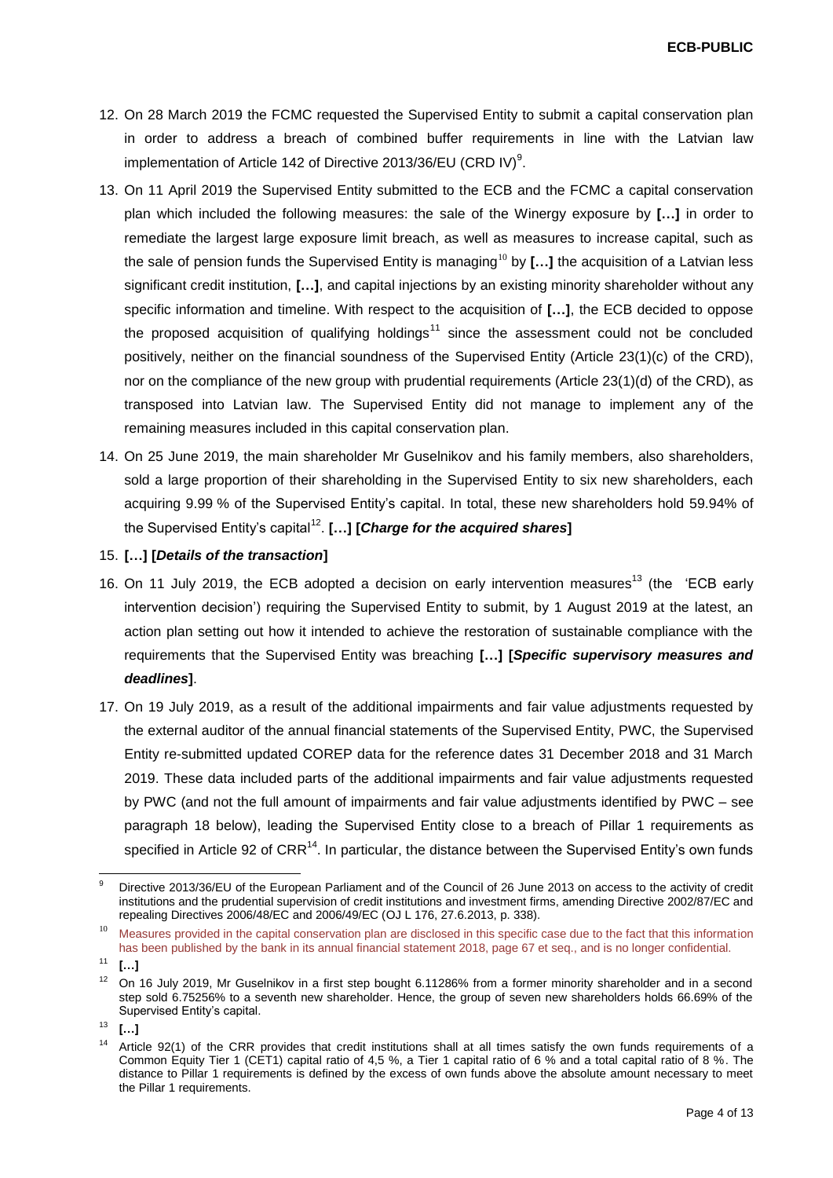12. On 28 March 2019 the FCMC requested the Supervised Entity to submit a capital conservation plan in order to address a breach of combined buffer requirements in line with the Latvian law implementation of Article 142 of Directive 2013/36/EU (CRD IV)[9].

13. On 11 April 2019 the Supervised Entity submitted to the ECB and the FCMC a capital conservation plan which included the following measures: the sale of the Winergy exposure by **[…]** in order to remediate the largest large exposure limit breach, as well as measures to increase capital, such as the sale of pension funds the Supervised Entity is managing[10] by **[…]** the acquisition of a Latvian less significant credit institution, **[…]**, and capital injections by an existing minority shareholder without any specific information and timeline. With respect to the acquisition of **[…]**, the ECB decided to oppose the proposed acquisition of qualifying holdings[11] since the assessment could not be concluded positively, neither on the financial soundness of the Supervised Entity (Article 23(1)(c) of the CRD), nor on the compliance of the new group with prudential requirements (Article 23(1)(d) of the CRD), as transposed into Latvian law. The Supervised Entity did not manage to implement any of the remaining measures included in this capital conservation plan.

14. On 25 June 2019, the main shareholder Mr Guselnikov and his family members, also shareholders, sold a large proportion of their shareholding in the Supervised Entity to six new shareholders, each acquiring 9.99 % of the Supervised Entity's capital. In total, these new shareholders hold 59.94% of the Supervised Entity's capital[12]. **[…] [*Charge for the acquired shares*]**

15. **[…] [*Details of the transaction*]**

16. On 11 July 2019, the ECB adopted a decision on early intervention measures[13] (the 'ECB early intervention decision') requiring the Supervised Entity to submit, by 1 August 2019 at the latest, an action plan setting out how it intended to achieve the restoration of sustainable compliance with the requirements that the Supervised Entity was breaching **[…] [*Specific supervisory measures and deadlines*]**.

17. On 19 July 2019, as a result of the additional impairments and fair value adjustments requested by the external auditor of the annual financial statements of the Supervised Entity, PWC, the Supervised Entity re-submitted updated COREP data for the reference dates 31 December 2018 and 31 March 2019. These data included parts of the additional impairments and fair value adjustments requested by PWC (and not the full amount of impairments and fair value adjustments identified by PWC – see paragraph 18 below), leading the Supervised Entity close to a breach of Pillar 1 requirements as specified in Article 92 of CRR[14]. In particular, the distance between the Supervised Entity's own funds

---

[9] Directive 2013/36/EU of the European Parliament and of the Council of 26 June 2013 on access to the activity of credit institutions and the prudential supervision of credit institutions and investment firms, amending Directive 2002/87/EC and repealing Directives 2006/48/EC and 2006/49/EC (OJ L 176, 27.6.2013, p. 338).

[10] Measures provided in the capital conservation plan are disclosed in this specific case due to the fact that this information has been published by the bank in its annual financial statement 2018, page 67 et seq., and is no longer confidential.

[11] **[…]**

[12] On 16 July 2019, Mr Guselnikov in a first step bought 6.11286% from a former minority shareholder and in a second step sold 6.75256% to a seventh new shareholder. Hence, the group of seven new shareholders holds 66.69% of the Supervised Entity's capital.

[13] **[…]**

[14] Article 92(1) of the CRR provides that credit institutions shall at all times satisfy the own funds requirements of a Common Equity Tier 1 (CET1) capital ratio of 4,5 %, a Tier 1 capital ratio of 6 % and a total capital ratio of 8 %. The distance to Pillar 1 requirements is defined by the excess of own funds above the absolute amount necessary to meet the Pillar 1 requirements.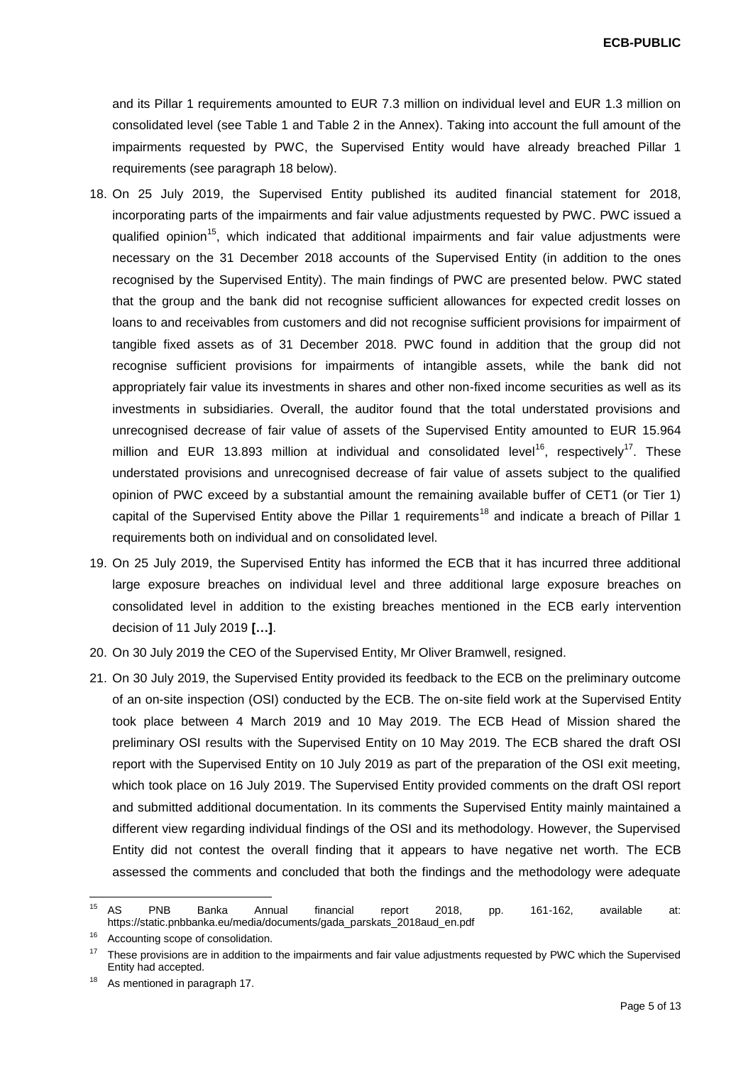and its Pillar 1 requirements amounted to EUR 7.3 million on individual level and EUR 1.3 million on consolidated level (see Table 1 and Table 2 in the Annex). Taking into account the full amount of the impairments requested by PWC, the Supervised Entity would have already breached Pillar 1 requirements (see paragraph 18 below).

18. On 25 July 2019, the Supervised Entity published its audited financial statement for 2018, incorporating parts of the impairments and fair value adjustments requested by PWC. PWC issued a qualified opinion[15], which indicated that additional impairments and fair value adjustments were necessary on the 31 December 2018 accounts of the Supervised Entity (in addition to the ones recognised by the Supervised Entity). The main findings of PWC are presented below. PWC stated that the group and the bank did not recognise sufficient allowances for expected credit losses on loans to and receivables from customers and did not recognise sufficient provisions for impairment of tangible fixed assets as of 31 December 2018. PWC found in addition that the group did not recognise sufficient provisions for impairments of intangible assets, while the bank did not appropriately fair value its investments in shares and other non-fixed income securities as well as its investments in subsidiaries. Overall, the auditor found that the total understated provisions and unrecognised decrease of fair value of assets of the Supervised Entity amounted to EUR 15.964 million and EUR 13.893 million at individual and consolidated level[16], respectively[17]. These understated provisions and unrecognised decrease of fair value of assets subject to the qualified opinion of PWC exceed by a substantial amount the remaining available buffer of CET1 (or Tier 1) capital of the Supervised Entity above the Pillar 1 requirements[18] and indicate a breach of Pillar 1 requirements both on individual and on consolidated level.

19. On 25 July 2019, the Supervised Entity has informed the ECB that it has incurred three additional large exposure breaches on individual level and three additional large exposure breaches on consolidated level in addition to the existing breaches mentioned in the ECB early intervention decision of 11 July 2019 **[…]**.

20. On 30 July 2019 the CEO of the Supervised Entity, Mr Oliver Bramwell, resigned.

21. On 30 July 2019, the Supervised Entity provided its feedback to the ECB on the preliminary outcome of an on-site inspection (OSI) conducted by the ECB. The on-site field work at the Supervised Entity took place between 4 March 2019 and 10 May 2019. The ECB Head of Mission shared the preliminary OSI results with the Supervised Entity on 10 May 2019. The ECB shared the draft OSI report with the Supervised Entity on 10 July 2019 as part of the preparation of the OSI exit meeting, which took place on 16 July 2019. The Supervised Entity provided comments on the draft OSI report and submitted additional documentation. In its comments the Supervised Entity mainly maintained a different view regarding individual findings of the OSI and its methodology. However, the Supervised Entity did not contest the overall finding that it appears to have negative net worth. The ECB assessed the comments and concluded that both the findings and the methodology were adequate

---

[15] AS PNB Banka Annual financial report 2018, pp. 161-162, available at: https://static.pnbbanka.eu/media/documents/gada_parskats_2018aud_en.pdf

[16] Accounting scope of consolidation.

[17] These provisions are in addition to the impairments and fair value adjustments requested by PWC which the Supervised Entity had accepted.

[18] As mentioned in paragraph 17.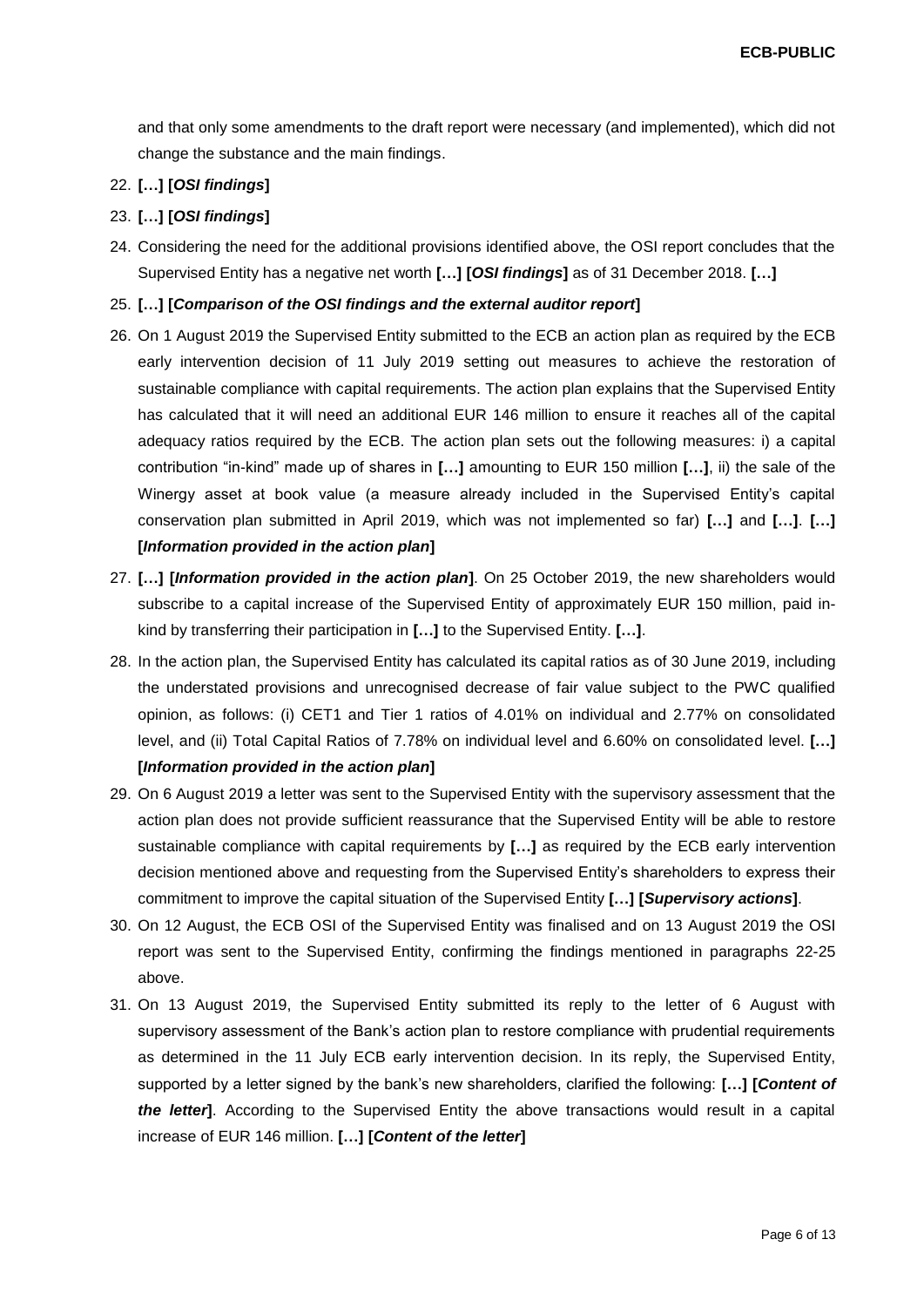and that only some amendments to the draft report were necessary (and implemented), which did not change the substance and the main findings.

22. **[…] [*OSI findings*]**
23. **[…] [*OSI findings*]**
24. Considering the need for the additional provisions identified above, the OSI report concludes that the Supervised Entity has a negative net worth **[…] [*OSI findings*]** as of 31 December 2018. **[…]**
25. **[…] [*Comparison of the OSI findings and the external auditor report*]**
26. On 1 August 2019 the Supervised Entity submitted to the ECB an action plan as required by the ECB early intervention decision of 11 July 2019 setting out measures to achieve the restoration of sustainable compliance with capital requirements. The action plan explains that the Supervised Entity has calculated that it will need an additional EUR 146 million to ensure it reaches all of the capital adequacy ratios required by the ECB. The action plan sets out the following measures: i) a capital contribution "in-kind" made up of shares in **[…]** amounting to EUR 150 million **[…]**, ii) the sale of the Winergy asset at book value (a measure already included in the Supervised Entity's capital conservation plan submitted in April 2019, which was not implemented so far) **[…]** and **[…]**. **[…] [*Information provided in the action plan*]**
27. **[…] [*Information provided in the action plan*]**. On 25 October 2019, the new shareholders would subscribe to a capital increase of the Supervised Entity of approximately EUR 150 million, paid in-kind by transferring their participation in **[…]** to the Supervised Entity. **[…]**.
28. In the action plan, the Supervised Entity has calculated its capital ratios as of 30 June 2019, including the understated provisions and unrecognised decrease of fair value subject to the PWC qualified opinion, as follows: (i) CET1 and Tier 1 ratios of 4.01% on individual and 2.77% on consolidated level, and (ii) Total Capital Ratios of 7.78% on individual level and 6.60% on consolidated level. **[…] [*Information provided in the action plan*]**
29. On 6 August 2019 a letter was sent to the Supervised Entity with the supervisory assessment that the action plan does not provide sufficient reassurance that the Supervised Entity will be able to restore sustainable compliance with capital requirements by **[…]** as required by the ECB early intervention decision mentioned above and requesting from the Supervised Entity's shareholders to express their commitment to improve the capital situation of the Supervised Entity **[…] [*Supervisory actions*]**.
30. On 12 August, the ECB OSI of the Supervised Entity was finalised and on 13 August 2019 the OSI report was sent to the Supervised Entity, confirming the findings mentioned in paragraphs 22-25 above.
31. On 13 August 2019, the Supervised Entity submitted its reply to the letter of 6 August with supervisory assessment of the Bank's action plan to restore compliance with prudential requirements as determined in the 11 July ECB early intervention decision. In its reply, the Supervised Entity, supported by a letter signed by the bank's new shareholders, clarified the following: **[…] [*Content of the letter*]**. According to the Supervised Entity the above transactions would result in a capital increase of EUR 146 million. **[…] [*Content of the letter*]**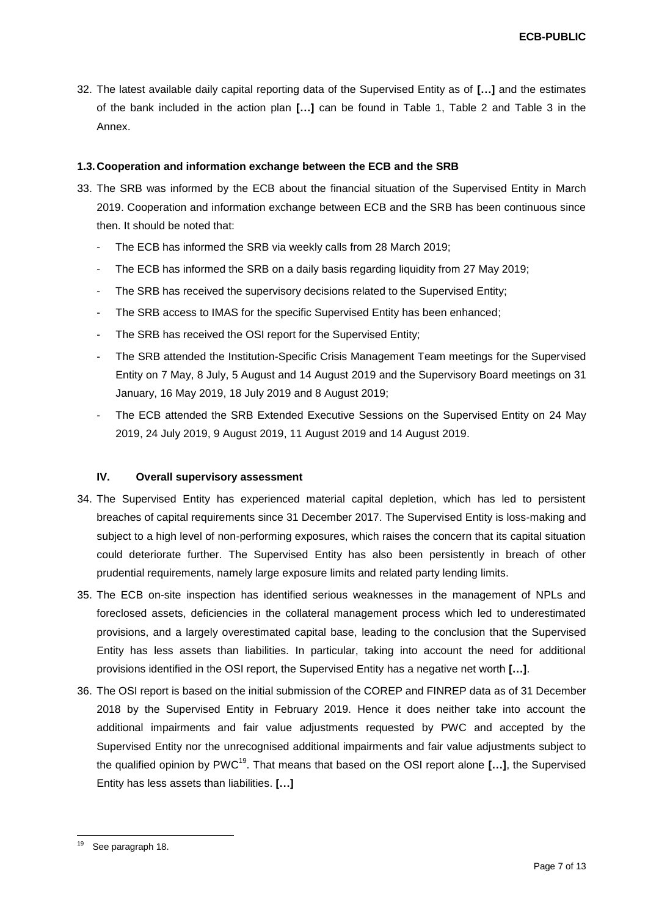32. The latest available daily capital reporting data of the Supervised Entity as of **[…]** and the estimates of the bank included in the action plan **[…]** can be found in Table 1, Table 2 and Table 3 in the Annex.

### 1.3. Cooperation and information exchange between the ECB and the SRB

33. The SRB was informed by the ECB about the financial situation of the Supervised Entity in March 2019. Cooperation and information exchange between ECB and the SRB has been continuous since then. It should be noted that:

    - The ECB has informed the SRB via weekly calls from 28 March 2019;
    - The ECB has informed the SRB on a daily basis regarding liquidity from 27 May 2019;
    - The SRB has received the supervisory decisions related to the Supervised Entity;
    - The SRB access to IMAS for the specific Supervised Entity has been enhanced;
    - The SRB has received the OSI report for the Supervised Entity;
    - The SRB attended the Institution-Specific Crisis Management Team meetings for the Supervised Entity on 7 May, 8 July, 5 August and 14 August 2019 and the Supervisory Board meetings on 31 January, 16 May 2019, 18 July 2019 and 8 August 2019;
    - The ECB attended the SRB Extended Executive Sessions on the Supervised Entity on 24 May 2019, 24 July 2019, 9 August 2019, 11 August 2019 and 14 August 2019.

## IV. Overall supervisory assessment

34. The Supervised Entity has experienced material capital depletion, which has led to persistent breaches of capital requirements since 31 December 2017. The Supervised Entity is loss-making and subject to a high level of non-performing exposures, which raises the concern that its capital situation could deteriorate further. The Supervised Entity has also been persistently in breach of other prudential requirements, namely large exposure limits and related party lending limits.

35. The ECB on-site inspection has identified serious weaknesses in the management of NPLs and foreclosed assets, deficiencies in the collateral management process which led to underestimated provisions, and a largely overestimated capital base, leading to the conclusion that the Supervised Entity has less assets than liabilities. In particular, taking into account the need for additional provisions identified in the OSI report, the Supervised Entity has a negative net worth **[…]**.

36. The OSI report is based on the initial submission of the COREP and FINREP data as of 31 December 2018 by the Supervised Entity in February 2019. Hence it does neither take into account the additional impairments and fair value adjustments requested by PWC and accepted by the Supervised Entity nor the unrecognised additional impairments and fair value adjustments subject to the qualified opinion by PWC[19]. That means that based on the OSI report alone **[…]**, the Supervised Entity has less assets than liabilities. **[…]**

[19] See paragraph 18.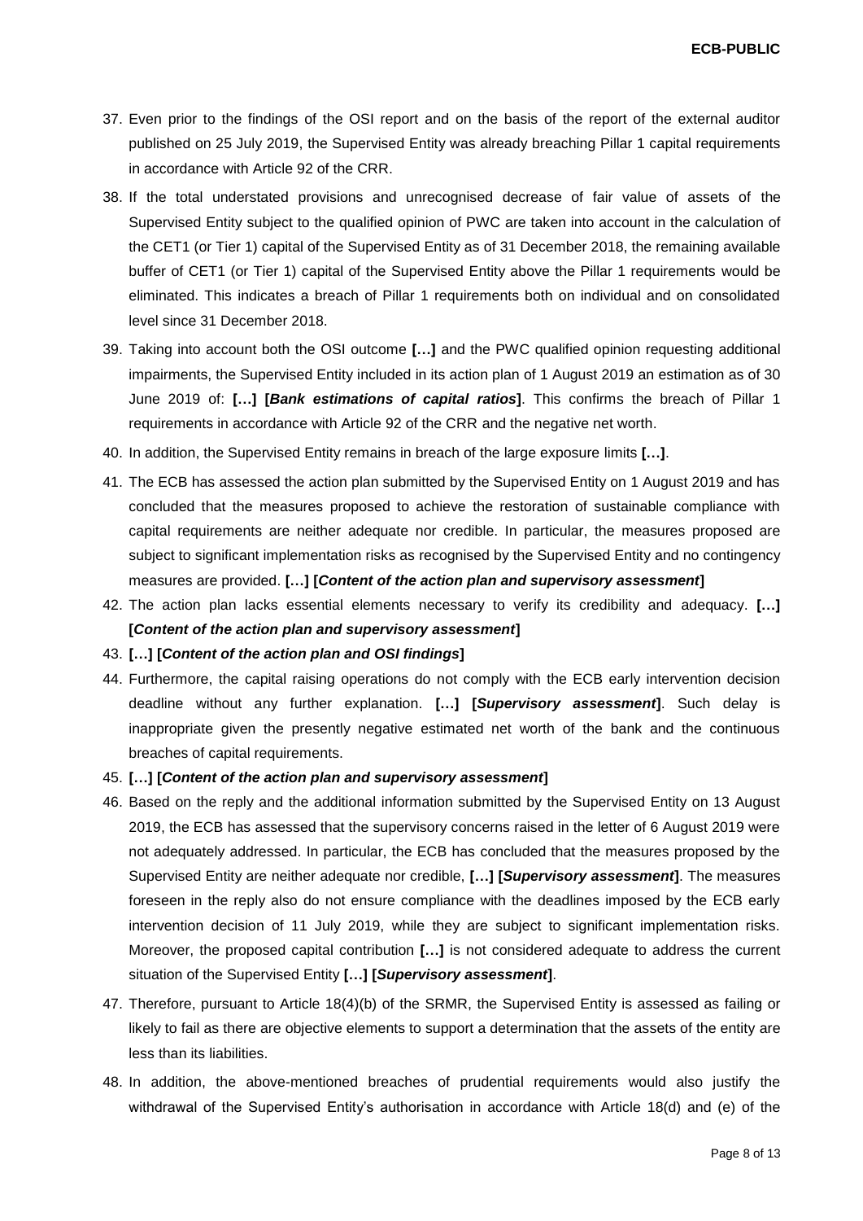37. Even prior to the findings of the OSI report and on the basis of the report of the external auditor published on 25 July 2019, the Supervised Entity was already breaching Pillar 1 capital requirements in accordance with Article 92 of the CRR.
38. If the total understated provisions and unrecognised decrease of fair value of assets of the Supervised Entity subject to the qualified opinion of PWC are taken into account in the calculation of the CET1 (or Tier 1) capital of the Supervised Entity as of 31 December 2018, the remaining available buffer of CET1 (or Tier 1) capital of the Supervised Entity above the Pillar 1 requirements would be eliminated. This indicates a breach of Pillar 1 requirements both on individual and on consolidated level since 31 December 2018.
39. Taking into account both the OSI outcome **[…]** and the PWC qualified opinion requesting additional impairments, the Supervised Entity included in its action plan of 1 August 2019 an estimation as of 30 June 2019 of: **[…] [*Bank estimations of capital ratios*]**. This confirms the breach of Pillar 1 requirements in accordance with Article 92 of the CRR and the negative net worth.
40. In addition, the Supervised Entity remains in breach of the large exposure limits **[…]**.
41. The ECB has assessed the action plan submitted by the Supervised Entity on 1 August 2019 and has concluded that the measures proposed to achieve the restoration of sustainable compliance with capital requirements are neither adequate nor credible. In particular, the measures proposed are subject to significant implementation risks as recognised by the Supervised Entity and no contingency measures are provided. **[…] [*Content of the action plan and supervisory assessment*]**
42. The action plan lacks essential elements necessary to verify its credibility and adequacy. **[…] [*Content of the action plan and supervisory assessment*]**
43. **[…] [*Content of the action plan and OSI findings*]**
44. Furthermore, the capital raising operations do not comply with the ECB early intervention decision deadline without any further explanation. **[…] [*Supervisory assessment*]**. Such delay is inappropriate given the presently negative estimated net worth of the bank and the continuous breaches of capital requirements.
45. **[…] [*Content of the action plan and supervisory assessment*]**
46. Based on the reply and the additional information submitted by the Supervised Entity on 13 August 2019, the ECB has assessed that the supervisory concerns raised in the letter of 6 August 2019 were not adequately addressed. In particular, the ECB has concluded that the measures proposed by the Supervised Entity are neither adequate nor credible, **[…] [*Supervisory assessment*]**. The measures foreseen in the reply also do not ensure compliance with the deadlines imposed by the ECB early intervention decision of 11 July 2019, while they are subject to significant implementation risks. Moreover, the proposed capital contribution **[…]** is not considered adequate to address the current situation of the Supervised Entity **[…] [*Supervisory assessment*]**.
47. Therefore, pursuant to Article 18(4)(b) of the SRMR, the Supervised Entity is assessed as failing or likely to fail as there are objective elements to support a determination that the assets of the entity are less than its liabilities.
48. In addition, the above-mentioned breaches of prudential requirements would also justify the withdrawal of the Supervised Entity's authorisation in accordance with Article 18(d) and (e) of the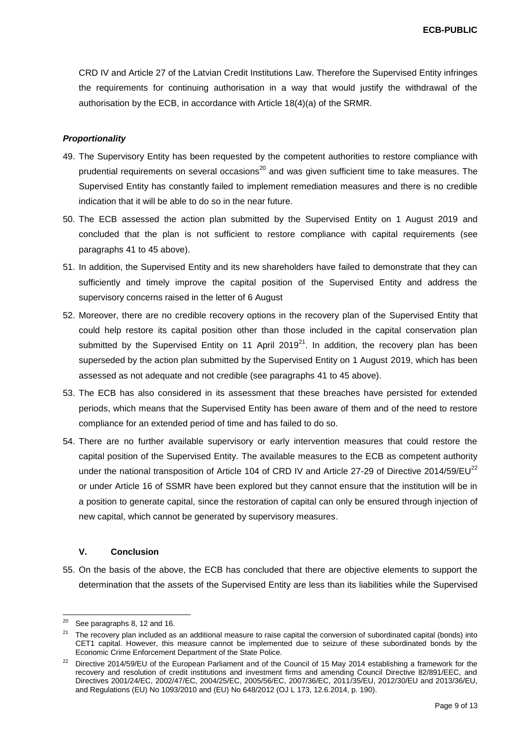CRD IV and Article 27 of the Latvian Credit Institutions Law. Therefore the Supervised Entity infringes the requirements for continuing authorisation in a way that would justify the withdrawal of the authorisation by the ECB, in accordance with Article 18(4)(a) of the SRMR.

***Proportionality***

49. The Supervisory Entity has been requested by the competent authorities to restore compliance with prudential requirements on several occasions[20] and was given sufficient time to take measures. The Supervised Entity has constantly failed to implement remediation measures and there is no credible indication that it will be able to do so in the near future.

50. The ECB assessed the action plan submitted by the Supervised Entity on 1 August 2019 and concluded that the plan is not sufficient to restore compliance with capital requirements (see paragraphs 41 to 45 above).

51. In addition, the Supervised Entity and its new shareholders have failed to demonstrate that they can sufficiently and timely improve the capital position of the Supervised Entity and address the supervisory concerns raised in the letter of 6 August

52. Moreover, there are no credible recovery options in the recovery plan of the Supervised Entity that could help restore its capital position other than those included in the capital conservation plan submitted by the Supervised Entity on 11 April 2019[21]. In addition, the recovery plan has been superseded by the action plan submitted by the Supervised Entity on 1 August 2019, which has been assessed as not adequate and not credible (see paragraphs 41 to 45 above).

53. The ECB has also considered in its assessment that these breaches have persisted for extended periods, which means that the Supervised Entity has been aware of them and of the need to restore compliance for an extended period of time and has failed to do so.

54. There are no further available supervisory or early intervention measures that could restore the capital position of the Supervised Entity. The available measures to the ECB as competent authority under the national transposition of Article 104 of CRD IV and Article 27-29 of Directive 2014/59/EU[22] or under Article 16 of SSMR have been explored but they cannot ensure that the institution will be in a position to generate capital, since the restoration of capital can only be ensured through injection of new capital, which cannot be generated by supervisory measures.

## V. Conclusion

55. On the basis of the above, the ECB has concluded that there are objective elements to support the determination that the assets of the Supervised Entity are less than its liabilities while the Supervised

---

[20] See paragraphs 8, 12 and 16.

[21] The recovery plan included as an additional measure to raise capital the conversion of subordinated capital (bonds) into CET1 capital. However, this measure cannot be implemented due to seizure of these subordinated bonds by the Economic Crime Enforcement Department of the State Police.

[22] Directive 2014/59/EU of the European Parliament and of the Council of 15 May 2014 establishing a framework for the recovery and resolution of credit institutions and investment firms and amending Council Directive 82/891/EEC, and Directives 2001/24/EC, 2002/47/EC, 2004/25/EC, 2005/56/EC, 2007/36/EC, 2011/35/EU, 2012/30/EU and 2013/36/EU, and Regulations (EU) No 1093/2010 and (EU) No 648/2012 (OJ L 173, 12.6.2014, p. 190).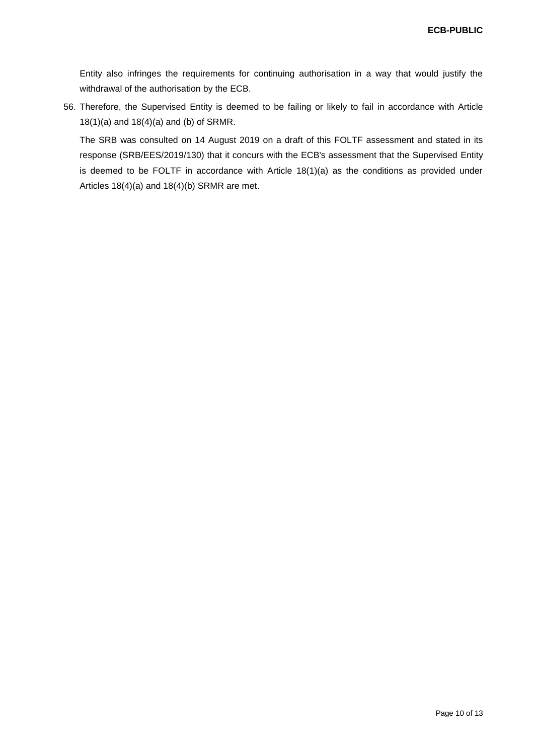Entity also infringes the requirements for continuing authorisation in a way that would justify the withdrawal of the authorisation by the ECB.

56. Therefore, the Supervised Entity is deemed to be failing or likely to fail in accordance with Article 18(1)(a) and 18(4)(a) and (b) of SRMR.

    The SRB was consulted on 14 August 2019 on a draft of this FOLTF assessment and stated in its response (SRB/EES/2019/130) that it concurs with the ECB's assessment that the Supervised Entity is deemed to be FOLTF in accordance with Article 18(1)(a) as the conditions as provided under Articles 18(4)(a) and 18(4)(b) SRMR are met.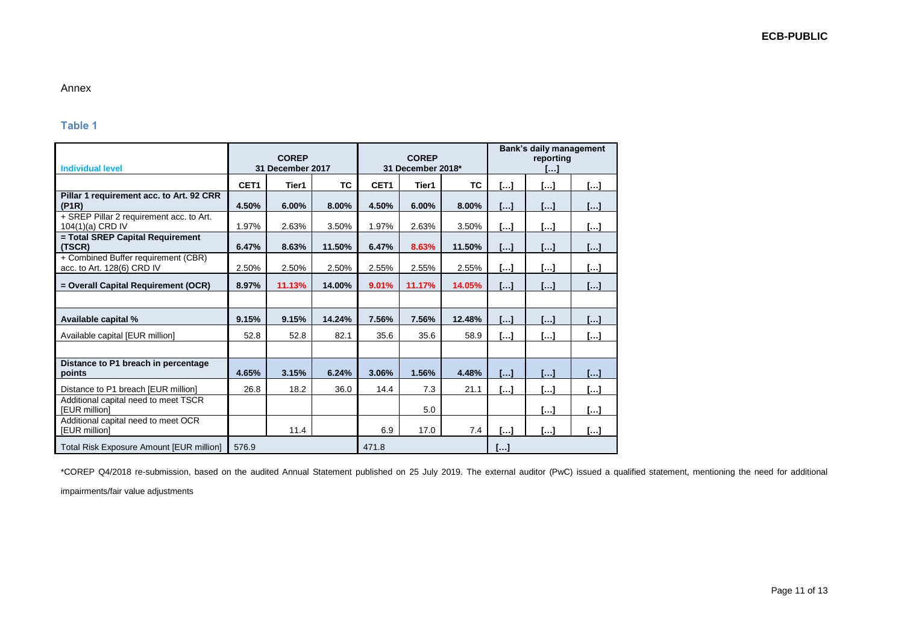Annex

### Table 1

| Individual level | COREP 31 December 2017 | | | COREP 31 December 2018* | | | Bank's daily management reporting […] | | |
|---|---|---|---|---|---|---|---|---|---|
| | CET1 | Tier1 | TC | CET1 | Tier1 | TC | […] | […] | […] |
| **Pillar 1 requirement acc. to Art. 92 CRR (P1R)** | **4.50%** | **6.00%** | **8.00%** | **4.50%** | **6.00%** | **8.00%** | **[…]** | **[…]** | **[…]** |
| + SREP Pillar 2 requirement acc. to Art. 104(1)(a) CRD IV | 1.97% | 2.63% | 3.50% | 1.97% | 2.63% | 3.50% | […] | […] | […] |
| **= Total SREP Capital Requirement (TSCR)** | **6.47%** | **8.63%** | **11.50%** | **6.47%** | **8.63%** | **11.50%** | **[…]** | **[…]** | **[…]** |
| + Combined Buffer requirement (CBR) acc. to Art. 128(6) CRD IV | 2.50% | 2.50% | 2.50% | 2.55% | 2.55% | 2.55% | […] | […] | […] |
| **= Overall Capital Requirement (OCR)** | **8.97%** | **11.13%** | **14.00%** | **9.01%** | **11.17%** | **14.05%** | **[…]** | **[…]** | **[…]** |
| | | | | | | | | | |
| **Available capital %** | **9.15%** | **9.15%** | **14.24%** | **7.56%** | **7.56%** | **12.48%** | **[…]** | **[…]** | **[…]** |
| Available capital [EUR million] | 52.8 | 52.8 | 82.1 | 35.6 | 35.6 | 58.9 | […] | […] | […] |
| | | | | | | | | | |
| **Distance to P1 breach in percentage points** | **4.65%** | **3.15%** | **6.24%** | **3.06%** | **1.56%** | **4.48%** | **[…]** | **[…]** | **[…]** |
| Distance to P1 breach [EUR million] | 26.8 | 18.2 | 36.0 | 14.4 | 7.3 | 21.1 | […] | […] | […] |
| Additional capital need to meet TSCR [EUR million] | | | | | 5.0 | | | […] | […] |
| Additional capital need to meet OCR [EUR million] | | 11.4 | | 6.9 | 17.0 | 7.4 | […] | […] | […] |
| Total Risk Exposure Amount [EUR million] | 576.9 | | | 471.8 | | | […] | | |

*COREP Q4/2018 re-submission, based on the audited Annual Statement published on 25 July 2019. The external auditor (PwC) issued a qualified statement, mentioning the need for additional impairments/fair value adjustments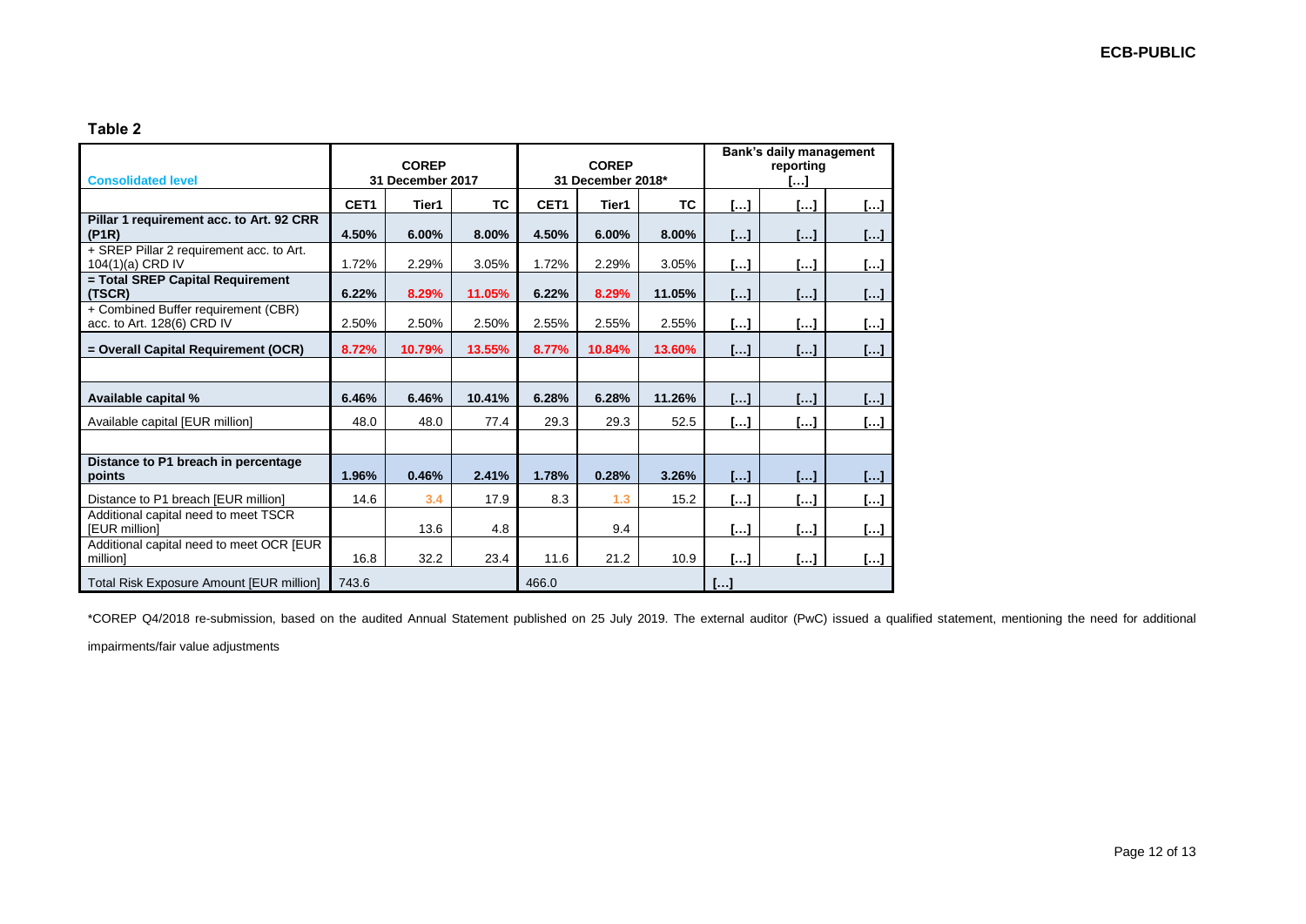**Table 2**

| Consolidated level | COREP 31 December 2017 | | | COREP 31 December 2018* | | | Bank's daily management reporting […] | | |
|---|---|---|---|---|---|---|---|---|---|
| | CET1 | Tier1 | TC | CET1 | Tier1 | TC | […] | […] | […] |
| **Pillar 1 requirement acc. to Art. 92 CRR (P1R)** | **4.50%** | **6.00%** | **8.00%** | **4.50%** | **6.00%** | **8.00%** | **[…]** | **[…]** | **[…]** |
| + SREP Pillar 2 requirement acc. to Art. 104(1)(a) CRD IV | 1.72% | 2.29% | 3.05% | 1.72% | 2.29% | 3.05% | […] | […] | […] |
| **= Total SREP Capital Requirement (TSCR)** | **6.22%** | **8.29%** | **11.05%** | **6.22%** | **8.29%** | **11.05%** | **[…]** | **[…]** | **[…]** |
| + Combined Buffer requirement (CBR) acc. to Art. 128(6) CRD IV | 2.50% | 2.50% | 2.50% | 2.55% | 2.55% | 2.55% | […] | […] | […] |
| **= Overall Capital Requirement (OCR)** | **8.72%** | **10.79%** | **13.55%** | **8.77%** | **10.84%** | **13.60%** | **[…]** | **[…]** | **[…]** |
| | | | | | | | | | |
| **Available capital %** | **6.46%** | **6.46%** | **10.41%** | **6.28%** | **6.28%** | **11.26%** | **[…]** | **[…]** | **[…]** |
| Available capital [EUR million] | 48.0 | 48.0 | 77.4 | 29.3 | 29.3 | 52.5 | […] | […] | […] |
| | | | | | | | | | |
| **Distance to P1 breach in percentage points** | **1.96%** | **0.46%** | **2.41%** | **1.78%** | **0.28%** | **3.26%** | **[…]** | **[…]** | **[…]** |
| Distance to P1 breach [EUR million] | 14.6 | 3.4 | 17.9 | 8.3 | 1.3 | 15.2 | […] | […] | […] |
| Additional capital need to meet TSCR [EUR million] | | 13.6 | 4.8 | | 9.4 | | […] | […] | […] |
| Additional capital need to meet OCR [EUR million] | 16.8 | 32.2 | 23.4 | 11.6 | 21.2 | 10.9 | […] | […] | […] |
| Total Risk Exposure Amount [EUR million] | 743.6 | | | 466.0 | | | […] | | |

*COREP Q4/2018 re-submission, based on the audited Annual Statement published on 25 July 2019. The external auditor (PwC) issued a qualified statement, mentioning the need for additional impairments/fair value adjustments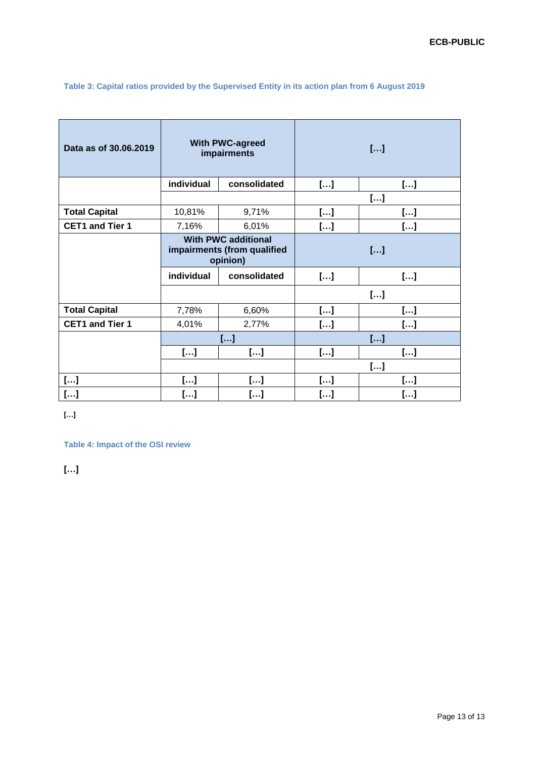### Table 3: Capital ratios provided by the Supervised Entity in its action plan from 6 August 2019

| Data as of 30.06.2019 | With PWC-agreed impairments | | […] | |
|---|---|---|---|---|
| | individual | consolidated | […] | […] |
| | | | […] | |
| **Total Capital** | 10,81% | 9,71% | […] | […] |
| **CET1 and Tier 1** | 7,16% | 6,01% | […] | […] |
| | **With PWC additional impairments (from qualified opinion)** | | […] | |
| | individual | consolidated | […] | […] |
| | | | […] | |
| **Total Capital** | 7,78% | 6,60% | […] | […] |
| **CET1 and Tier 1** | 4,01% | 2,77% | […] | […] |
| | […] | | […] | |
| | […] | […] | […] | […] |
| | | | […] | |
| […] | […] | […] | […] | […] |
| […] | […] | […] | […] | […] |

[…]

### Table 4: Impact of the OSI review

**[…]**